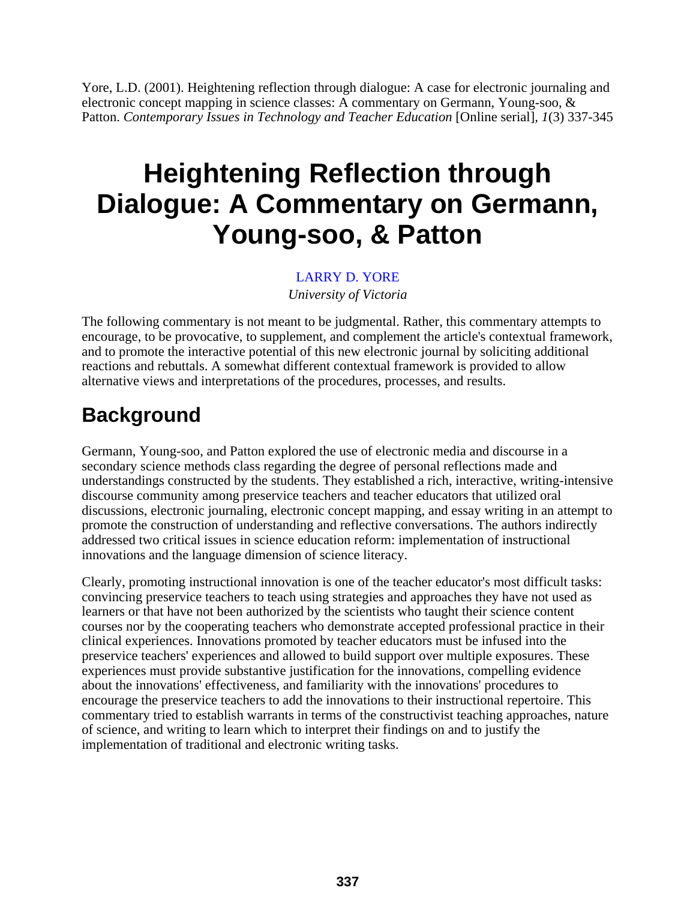Yore, L.D. (2001). Heightening reflection through dialogue: A case for electronic journaling and electronic concept mapping in science classes: A commentary on Germann, Young-soo, & Patton. *Contemporary Issues in Technology and Teacher Education* [Online serial], *1*(3) 337-345

# Heightening Reflection through Dialogue: A Commentary on Germann, Young-soo, & Patton

LARRY D. YORE

*University of Victoria*

The following commentary is not meant to be judgmental. Rather, this commentary attempts to encourage, to be provocative, to supplement, and complement the article's contextual framework, and to promote the interactive potential of this new electronic journal by soliciting additional reactions and rebuttals. A somewhat different contextual framework is provided to allow alternative views and interpretations of the procedures, processes, and results.

## Background

Germann, Young-soo, and Patton explored the use of electronic media and discourse in a secondary science methods class regarding the degree of personal reflections made and understandings constructed by the students. They established a rich, interactive, writing-intensive discourse community among preservice teachers and teacher educators that utilized oral discussions, electronic journaling, electronic concept mapping, and essay writing in an attempt to promote the construction of understanding and reflective conversations. The authors indirectly addressed two critical issues in science education reform: implementation of instructional innovations and the language dimension of science literacy.

Clearly, promoting instructional innovation is one of the teacher educator's most difficult tasks: convincing preservice teachers to teach using strategies and approaches they have not used as learners or that have not been authorized by the scientists who taught their science content courses nor by the cooperating teachers who demonstrate accepted professional practice in their clinical experiences. Innovations promoted by teacher educators must be infused into the preservice teachers' experiences and allowed to build support over multiple exposures. These experiences must provide substantive justification for the innovations, compelling evidence about the innovations' effectiveness, and familiarity with the innovations' procedures to encourage the preservice teachers to add the innovations to their instructional repertoire. This commentary tried to establish warrants in terms of the constructivist teaching approaches, nature of science, and writing to learn which to interpret their findings on and to justify the implementation of traditional and electronic writing tasks.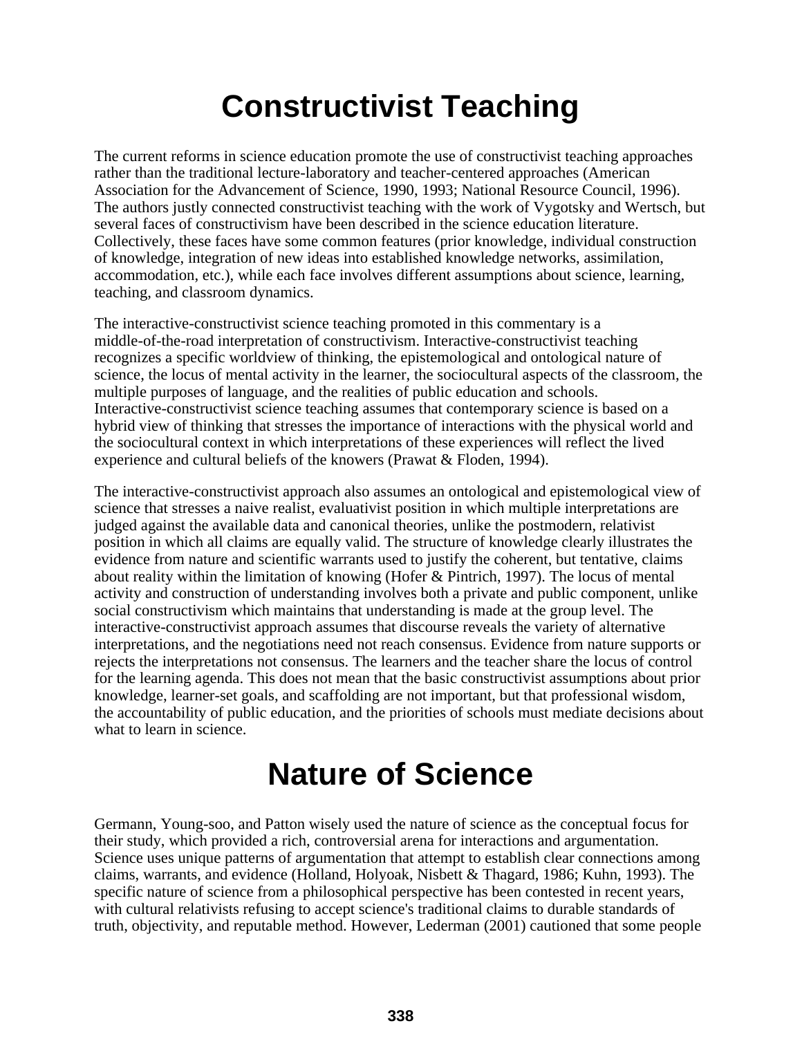# Constructivist Teaching

The current reforms in science education promote the use of constructivist teaching approaches rather than the traditional lecture-laboratory and teacher-centered approaches (American Association for the Advancement of Science, 1990, 1993; National Resource Council, 1996). The authors justly connected constructivist teaching with the work of Vygotsky and Wertsch, but several faces of constructivism have been described in the science education literature. Collectively, these faces have some common features (prior knowledge, individual construction of knowledge, integration of new ideas into established knowledge networks, assimilation, accommodation, etc.), while each face involves different assumptions about science, learning, teaching, and classroom dynamics.

The interactive-constructivist science teaching promoted in this commentary is a middle-of-the-road interpretation of constructivism. Interactive-constructivist teaching recognizes a specific worldview of thinking, the epistemological and ontological nature of science, the locus of mental activity in the learner, the sociocultural aspects of the classroom, the multiple purposes of language, and the realities of public education and schools. Interactive-constructivist science teaching assumes that contemporary science is based on a hybrid view of thinking that stresses the importance of interactions with the physical world and the sociocultural context in which interpretations of these experiences will reflect the lived experience and cultural beliefs of the knowers (Prawat & Floden, 1994).

The interactive-constructivist approach also assumes an ontological and epistemological view of science that stresses a naive realist, evaluativist position in which multiple interpretations are judged against the available data and canonical theories, unlike the postmodern, relativist position in which all claims are equally valid. The structure of knowledge clearly illustrates the evidence from nature and scientific warrants used to justify the coherent, but tentative, claims about reality within the limitation of knowing (Hofer & Pintrich, 1997). The locus of mental activity and construction of understanding involves both a private and public component, unlike social constructivism which maintains that understanding is made at the group level. The interactive-constructivist approach assumes that discourse reveals the variety of alternative interpretations, and the negotiations need not reach consensus. Evidence from nature supports or rejects the interpretations not consensus. The learners and the teacher share the locus of control for the learning agenda. This does not mean that the basic constructivist assumptions about prior knowledge, learner-set goals, and scaffolding are not important, but that professional wisdom, the accountability of public education, and the priorities of schools must mediate decisions about what to learn in science.

# Nature of Science

Germann, Young-soo, and Patton wisely used the nature of science as the conceptual focus for their study, which provided a rich, controversial arena for interactions and argumentation. Science uses unique patterns of argumentation that attempt to establish clear connections among claims, warrants, and evidence (Holland, Holyoak, Nisbett & Thagard, 1986; Kuhn, 1993). The specific nature of science from a philosophical perspective has been contested in recent years, with cultural relativists refusing to accept science's traditional claims to durable standards of truth, objectivity, and reputable method. However, Lederman (2001) cautioned that some people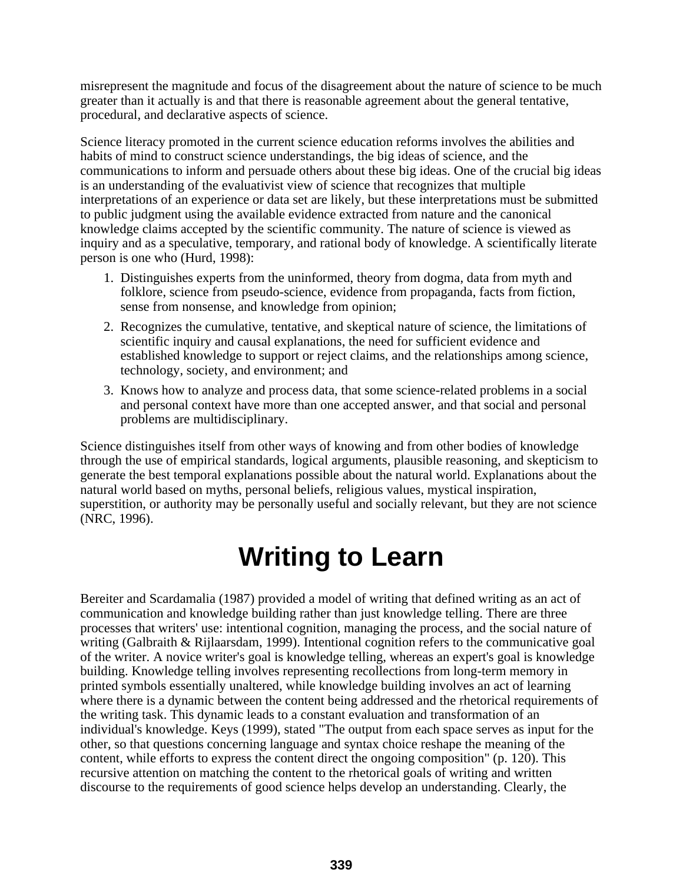misrepresent the magnitude and focus of the disagreement about the nature of science to be much greater than it actually is and that there is reasonable agreement about the general tentative, procedural, and declarative aspects of science.

Science literacy promoted in the current science education reforms involves the abilities and habits of mind to construct science understandings, the big ideas of science, and the communications to inform and persuade others about these big ideas. One of the crucial big ideas is an understanding of the evaluativist view of science that recognizes that multiple interpretations of an experience or data set are likely, but these interpretations must be submitted to public judgment using the available evidence extracted from nature and the canonical knowledge claims accepted by the scientific community. The nature of science is viewed as inquiry and as a speculative, temporary, and rational body of knowledge. A scientifically literate person is one who (Hurd, 1998):

1. Distinguishes experts from the uninformed, theory from dogma, data from myth and folklore, science from pseudo-science, evidence from propaganda, facts from fiction, sense from nonsense, and knowledge from opinion;
2. Recognizes the cumulative, tentative, and skeptical nature of science, the limitations of scientific inquiry and causal explanations, the need for sufficient evidence and established knowledge to support or reject claims, and the relationships among science, technology, society, and environment; and
3. Knows how to analyze and process data, that some science-related problems in a social and personal context have more than one accepted answer, and that social and personal problems are multidisciplinary.

Science distinguishes itself from other ways of knowing and from other bodies of knowledge through the use of empirical standards, logical arguments, plausible reasoning, and skepticism to generate the best temporal explanations possible about the natural world. Explanations about the natural world based on myths, personal beliefs, religious values, mystical inspiration, superstition, or authority may be personally useful and socially relevant, but they are not science (NRC, 1996).

# Writing to Learn

Bereiter and Scardamalia (1987) provided a model of writing that defined writing as an act of communication and knowledge building rather than just knowledge telling. There are three processes that writers' use: intentional cognition, managing the process, and the social nature of writing (Galbraith & Rijlaarsdam, 1999). Intentional cognition refers to the communicative goal of the writer. A novice writer's goal is knowledge telling, whereas an expert's goal is knowledge building. Knowledge telling involves representing recollections from long-term memory in printed symbols essentially unaltered, while knowledge building involves an act of learning where there is a dynamic between the content being addressed and the rhetorical requirements of the writing task. This dynamic leads to a constant evaluation and transformation of an individual's knowledge. Keys (1999), stated "The output from each space serves as input for the other, so that questions concerning language and syntax choice reshape the meaning of the content, while efforts to express the content direct the ongoing composition" (p. 120). This recursive attention on matching the content to the rhetorical goals of writing and written discourse to the requirements of good science helps develop an understanding. Clearly, the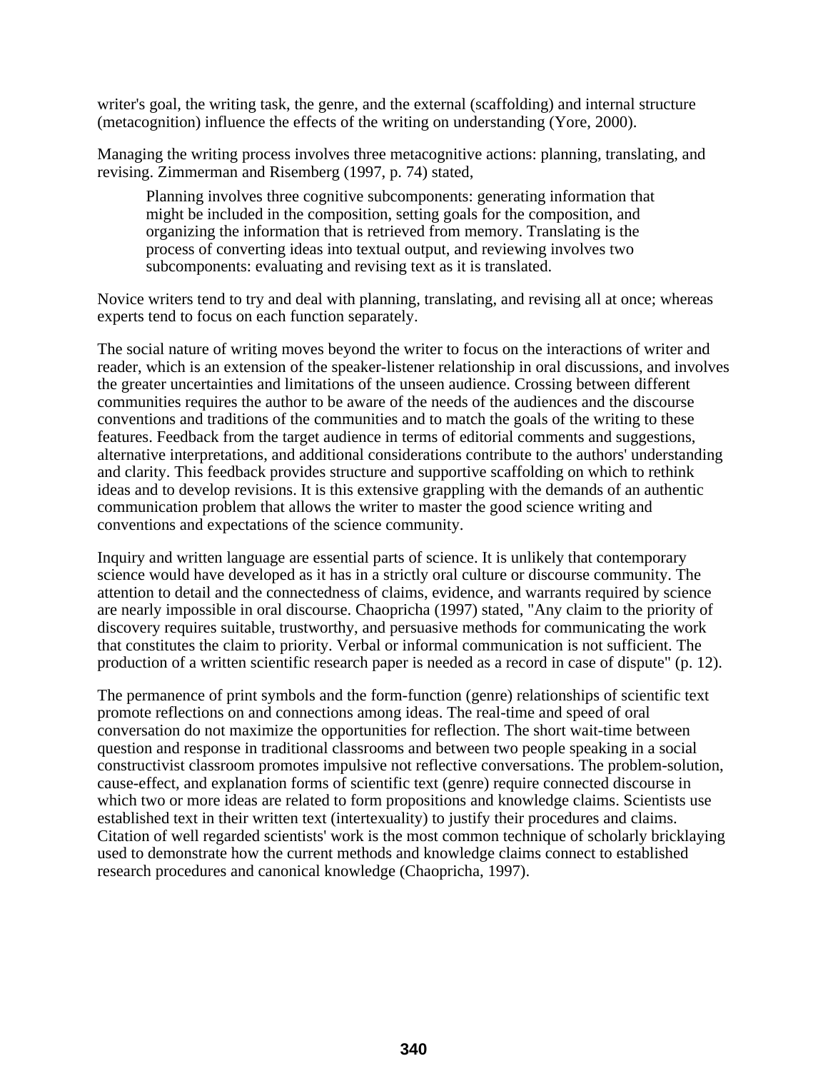writer's goal, the writing task, the genre, and the external (scaffolding) and internal structure (metacognition) influence the effects of the writing on understanding (Yore, 2000).

Managing the writing process involves three metacognitive actions: planning, translating, and revising. Zimmerman and Risemberg (1997, p. 74) stated,

> Planning involves three cognitive subcomponents: generating information that might be included in the composition, setting goals for the composition, and organizing the information that is retrieved from memory. Translating is the process of converting ideas into textual output, and reviewing involves two subcomponents: evaluating and revising text as it is translated.

Novice writers tend to try and deal with planning, translating, and revising all at once; whereas experts tend to focus on each function separately.

The social nature of writing moves beyond the writer to focus on the interactions of writer and reader, which is an extension of the speaker-listener relationship in oral discussions, and involves the greater uncertainties and limitations of the unseen audience. Crossing between different communities requires the author to be aware of the needs of the audiences and the discourse conventions and traditions of the communities and to match the goals of the writing to these features. Feedback from the target audience in terms of editorial comments and suggestions, alternative interpretations, and additional considerations contribute to the authors' understanding and clarity. This feedback provides structure and supportive scaffolding on which to rethink ideas and to develop revisions. It is this extensive grappling with the demands of an authentic communication problem that allows the writer to master the good science writing and conventions and expectations of the science community.

Inquiry and written language are essential parts of science. It is unlikely that contemporary science would have developed as it has in a strictly oral culture or discourse community. The attention to detail and the connectedness of claims, evidence, and warrants required by science are nearly impossible in oral discourse. Chaopricha (1997) stated, "Any claim to the priority of discovery requires suitable, trustworthy, and persuasive methods for communicating the work that constitutes the claim to priority. Verbal or informal communication is not sufficient. The production of a written scientific research paper is needed as a record in case of dispute" (p. 12).

The permanence of print symbols and the form-function (genre) relationships of scientific text promote reflections on and connections among ideas. The real-time and speed of oral conversation do not maximize the opportunities for reflection. The short wait-time between question and response in traditional classrooms and between two people speaking in a social constructivist classroom promotes impulsive not reflective conversations. The problem-solution, cause-effect, and explanation forms of scientific text (genre) require connected discourse in which two or more ideas are related to form propositions and knowledge claims. Scientists use established text in their written text (intertexuality) to justify their procedures and claims. Citation of well regarded scientists' work is the most common technique of scholarly bricklaying used to demonstrate how the current methods and knowledge claims connect to established research procedures and canonical knowledge (Chaopricha, 1997).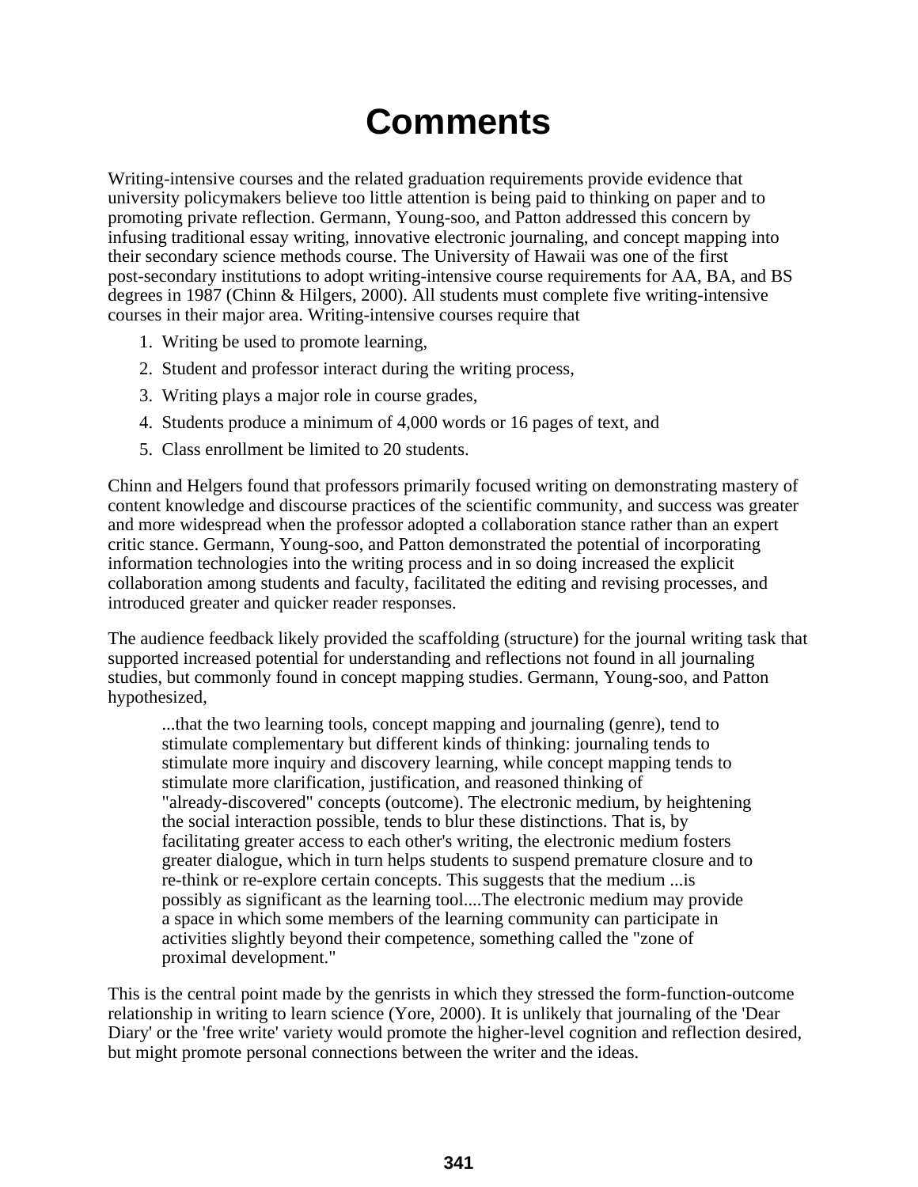# Comments

Writing-intensive courses and the related graduation requirements provide evidence that university policymakers believe too little attention is being paid to thinking on paper and to promoting private reflection. Germann, Young-soo, and Patton addressed this concern by infusing traditional essay writing, innovative electronic journaling, and concept mapping into their secondary science methods course. The University of Hawaii was one of the first post-secondary institutions to adopt writing-intensive course requirements for AA, BA, and BS degrees in 1987 (Chinn & Hilgers, 2000). All students must complete five writing-intensive courses in their major area. Writing-intensive courses require that

1. Writing be used to promote learning,
2. Student and professor interact during the writing process,
3. Writing plays a major role in course grades,
4. Students produce a minimum of 4,000 words or 16 pages of text, and
5. Class enrollment be limited to 20 students.

Chinn and Helgers found that professors primarily focused writing on demonstrating mastery of content knowledge and discourse practices of the scientific community, and success was greater and more widespread when the professor adopted a collaboration stance rather than an expert critic stance. Germann, Young-soo, and Patton demonstrated the potential of incorporating information technologies into the writing process and in so doing increased the explicit collaboration among students and faculty, facilitated the editing and revising processes, and introduced greater and quicker reader responses.

The audience feedback likely provided the scaffolding (structure) for the journal writing task that supported increased potential for understanding and reflections not found in all journaling studies, but commonly found in concept mapping studies. Germann, Young-soo, and Patton hypothesized,

> ...that the two learning tools, concept mapping and journaling (genre), tend to stimulate complementary but different kinds of thinking: journaling tends to stimulate more inquiry and discovery learning, while concept mapping tends to stimulate more clarification, justification, and reasoned thinking of "already-discovered" concepts (outcome). The electronic medium, by heightening the social interaction possible, tends to blur these distinctions. That is, by facilitating greater access to each other's writing, the electronic medium fosters greater dialogue, which in turn helps students to suspend premature closure and to re-think or re-explore certain concepts. This suggests that the medium ...is possibly as significant as the learning tool....The electronic medium may provide a space in which some members of the learning community can participate in activities slightly beyond their competence, something called the "zone of proximal development."

This is the central point made by the genrists in which they stressed the form-function-outcome relationship in writing to learn science (Yore, 2000). It is unlikely that journaling of the 'Dear Diary' or the 'free write' variety would promote the higher-level cognition and reflection desired, but might promote personal connections between the writer and the ideas.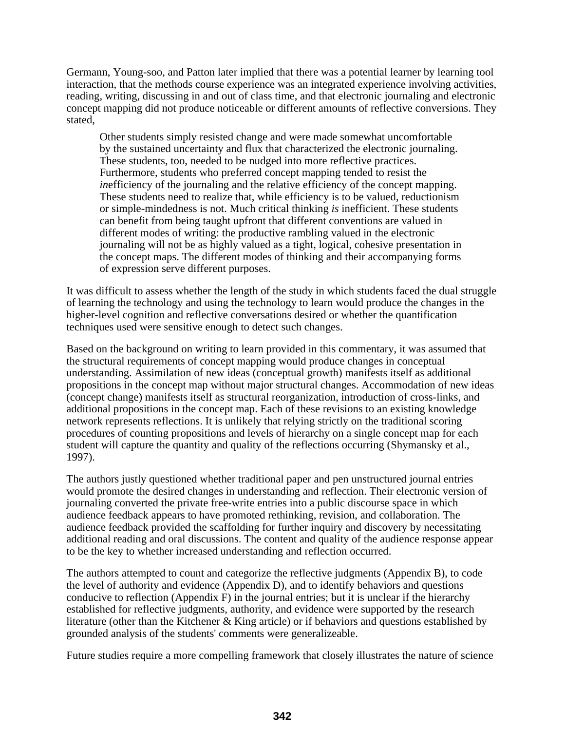Germann, Young-soo, and Patton later implied that there was a potential learner by learning tool interaction, that the methods course experience was an integrated experience involving activities, reading, writing, discussing in and out of class time, and that electronic journaling and electronic concept mapping did not produce noticeable or different amounts of reflective conversions. They stated,

> Other students simply resisted change and were made somewhat uncomfortable by the sustained uncertainty and flux that characterized the electronic journaling. These students, too, needed to be nudged into more reflective practices. Furthermore, students who preferred concept mapping tended to resist the *in*efficiency of the journaling and the relative efficiency of the concept mapping. These students need to realize that, while efficiency is to be valued, reductionism or simple-mindedness is not. Much critical thinking *is* inefficient. These students can benefit from being taught upfront that different conventions are valued in different modes of writing: the productive rambling valued in the electronic journaling will not be as highly valued as a tight, logical, cohesive presentation in the concept maps. The different modes of thinking and their accompanying forms of expression serve different purposes.

It was difficult to assess whether the length of the study in which students faced the dual struggle of learning the technology and using the technology to learn would produce the changes in the higher-level cognition and reflective conversations desired or whether the quantification techniques used were sensitive enough to detect such changes.

Based on the background on writing to learn provided in this commentary, it was assumed that the structural requirements of concept mapping would produce changes in conceptual understanding. Assimilation of new ideas (conceptual growth) manifests itself as additional propositions in the concept map without major structural changes. Accommodation of new ideas (concept change) manifests itself as structural reorganization, introduction of cross-links, and additional propositions in the concept map. Each of these revisions to an existing knowledge network represents reflections. It is unlikely that relying strictly on the traditional scoring procedures of counting propositions and levels of hierarchy on a single concept map for each student will capture the quantity and quality of the reflections occurring (Shymansky et al., 1997).

The authors justly questioned whether traditional paper and pen unstructured journal entries would promote the desired changes in understanding and reflection. Their electronic version of journaling converted the private free-write entries into a public discourse space in which audience feedback appears to have promoted rethinking, revision, and collaboration. The audience feedback provided the scaffolding for further inquiry and discovery by necessitating additional reading and oral discussions. The content and quality of the audience response appear to be the key to whether increased understanding and reflection occurred.

The authors attempted to count and categorize the reflective judgments (Appendix B), to code the level of authority and evidence (Appendix D), and to identify behaviors and questions conducive to reflection (Appendix F) in the journal entries; but it is unclear if the hierarchy established for reflective judgments, authority, and evidence were supported by the research literature (other than the Kitchener & King article) or if behaviors and questions established by grounded analysis of the students' comments were generalizeable.

Future studies require a more compelling framework that closely illustrates the nature of science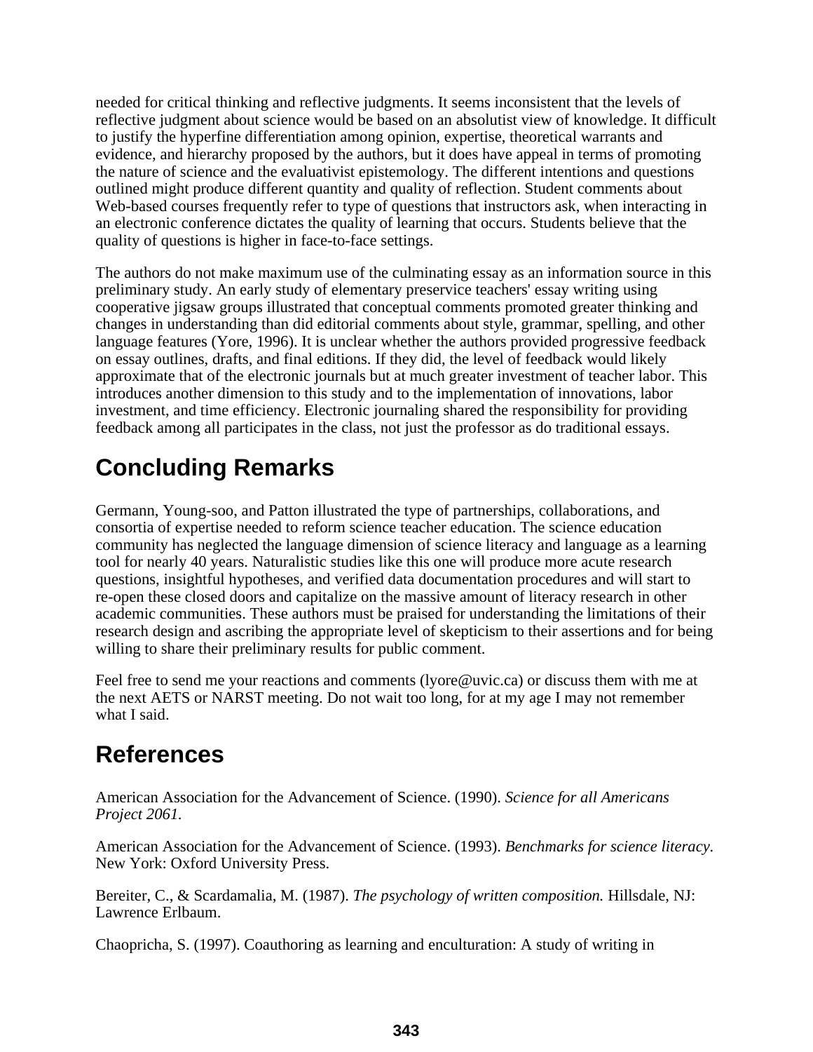needed for critical thinking and reflective judgments. It seems inconsistent that the levels of reflective judgment about science would be based on an absolutist view of knowledge. It difficult to justify the hyperfine differentiation among opinion, expertise, theoretical warrants and evidence, and hierarchy proposed by the authors, but it does have appeal in terms of promoting the nature of science and the evaluativist epistemology. The different intentions and questions outlined might produce different quantity and quality of reflection. Student comments about Web-based courses frequently refer to type of questions that instructors ask, when interacting in an electronic conference dictates the quality of learning that occurs. Students believe that the quality of questions is higher in face-to-face settings.

The authors do not make maximum use of the culminating essay as an information source in this preliminary study. An early study of elementary preservice teachers' essay writing using cooperative jigsaw groups illustrated that conceptual comments promoted greater thinking and changes in understanding than did editorial comments about style, grammar, spelling, and other language features (Yore, 1996). It is unclear whether the authors provided progressive feedback on essay outlines, drafts, and final editions. If they did, the level of feedback would likely approximate that of the electronic journals but at much greater investment of teacher labor. This introduces another dimension to this study and to the implementation of innovations, labor investment, and time efficiency. Electronic journaling shared the responsibility for providing feedback among all participates in the class, not just the professor as do traditional essays.

## Concluding Remarks

Germann, Young-soo, and Patton illustrated the type of partnerships, collaborations, and consortia of expertise needed to reform science teacher education. The science education community has neglected the language dimension of science literacy and language as a learning tool for nearly 40 years. Naturalistic studies like this one will produce more acute research questions, insightful hypotheses, and verified data documentation procedures and will start to re-open these closed doors and capitalize on the massive amount of literacy research in other academic communities. These authors must be praised for understanding the limitations of their research design and ascribing the appropriate level of skepticism to their assertions and for being willing to share their preliminary results for public comment.

Feel free to send me your reactions and comments (lyore@uvic.ca) or discuss them with me at the next AETS or NARST meeting. Do not wait too long, for at my age I may not remember what I said.

## References

American Association for the Advancement of Science. (1990). *Science for all Americans Project 2061.*

American Association for the Advancement of Science. (1993). *Benchmarks for science literacy.* New York: Oxford University Press.

Bereiter, C., & Scardamalia, M. (1987). *The psychology of written composition.* Hillsdale, NJ: Lawrence Erlbaum.

Chaopricha, S. (1997). Coauthoring as learning and enculturation: A study of writing in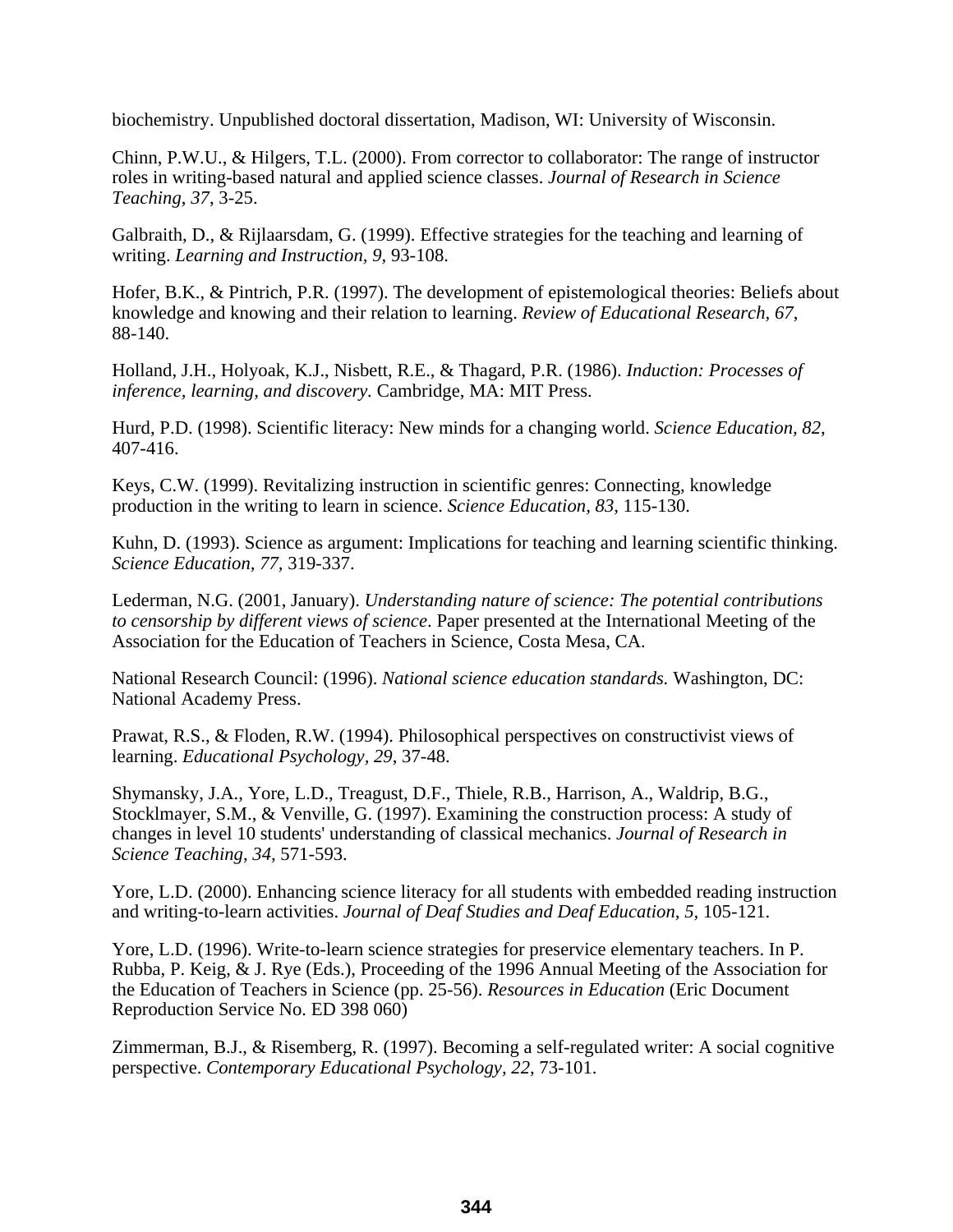biochemistry. Unpublished doctoral dissertation, Madison, WI: University of Wisconsin.

Chinn, P.W.U., & Hilgers, T.L. (2000). From corrector to collaborator: The range of instructor roles in writing-based natural and applied science classes. *Journal of Research in Science Teaching, 37*, 3-25.

Galbraith, D., & Rijlaarsdam, G. (1999). Effective strategies for the teaching and learning of writing. *Learning and Instruction, 9,* 93-108.

Hofer, B.K., & Pintrich, P.R. (1997). The development of epistemological theories: Beliefs about knowledge and knowing and their relation to learning. *Review of Educational Research, 67*, 88-140.

Holland, J.H., Holyoak, K.J., Nisbett, R.E., & Thagard, P.R. (1986). *Induction: Processes of inference, learning, and discovery.* Cambridge, MA: MIT Press.

Hurd, P.D. (1998). Scientific literacy: New minds for a changing world. *Science Education, 82*, 407-416.

Keys, C.W. (1999). Revitalizing instruction in scientific genres: Connecting, knowledge production in the writing to learn in science. *Science Education, 83,* 115-130.

Kuhn, D. (1993). Science as argument: Implications for teaching and learning scientific thinking. *Science Education*, *77,* 319-337.

Lederman, N.G. (2001, January). *Understanding nature of science: The potential contributions to censorship by different views of science*. Paper presented at the International Meeting of the Association for the Education of Teachers in Science, Costa Mesa, CA.

National Research Council: (1996). *National science education standards.* Washington, DC: National Academy Press.

Prawat, R.S., & Floden, R.W. (1994). Philosophical perspectives on constructivist views of learning. *Educational Psychology, 29*, 37-48.

Shymansky, J.A., Yore, L.D., Treagust, D.F., Thiele, R.B., Harrison, A., Waldrip, B.G., Stocklmayer, S.M., & Venville, G. (1997). Examining the construction process: A study of changes in level 10 students' understanding of classical mechanics. *Journal of Research in Science Teaching*, *34,* 571-593.

Yore, L.D. (2000). Enhancing science literacy for all students with embedded reading instruction and writing-to-learn activities. *Journal of Deaf Studies and Deaf Education, 5,* 105-121.

Yore, L.D. (1996). Write-to-learn science strategies for preservice elementary teachers. In P. Rubba, P. Keig, & J. Rye (Eds.), Proceeding of the 1996 Annual Meeting of the Association for the Education of Teachers in Science (pp. 25-56). *Resources in Education* (Eric Document Reproduction Service No. ED 398 060)

Zimmerman, B.J., & Risemberg, R. (1997). Becoming a self-regulated writer: A social cognitive perspective. *Contemporary Educational Psychology, 22,* 73-101.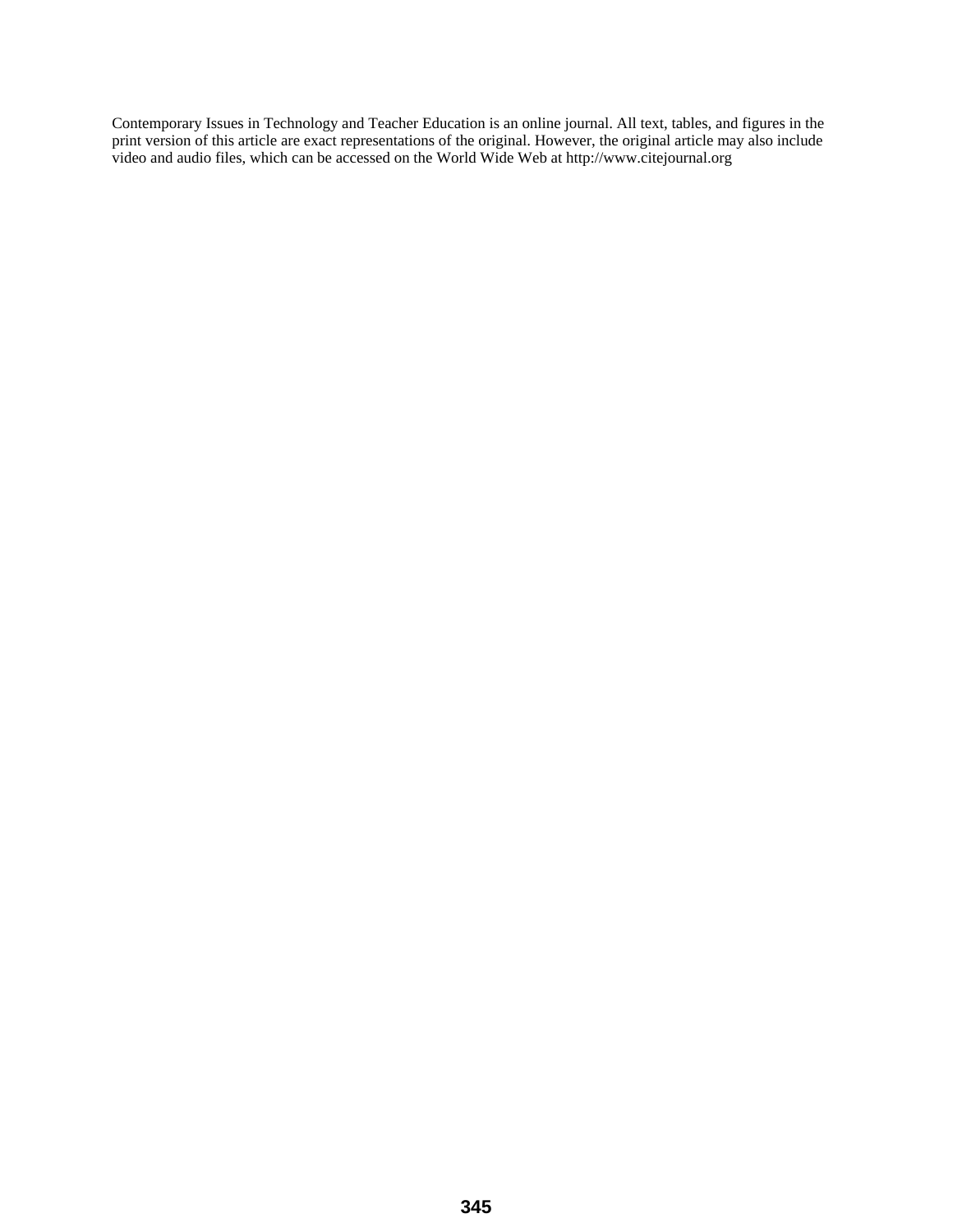Contemporary Issues in Technology and Teacher Education is an online journal. All text, tables, and figures in the print version of this article are exact representations of the original. However, the original article may also include video and audio files, which can be accessed on the World Wide Web at http://www.citejournal.org